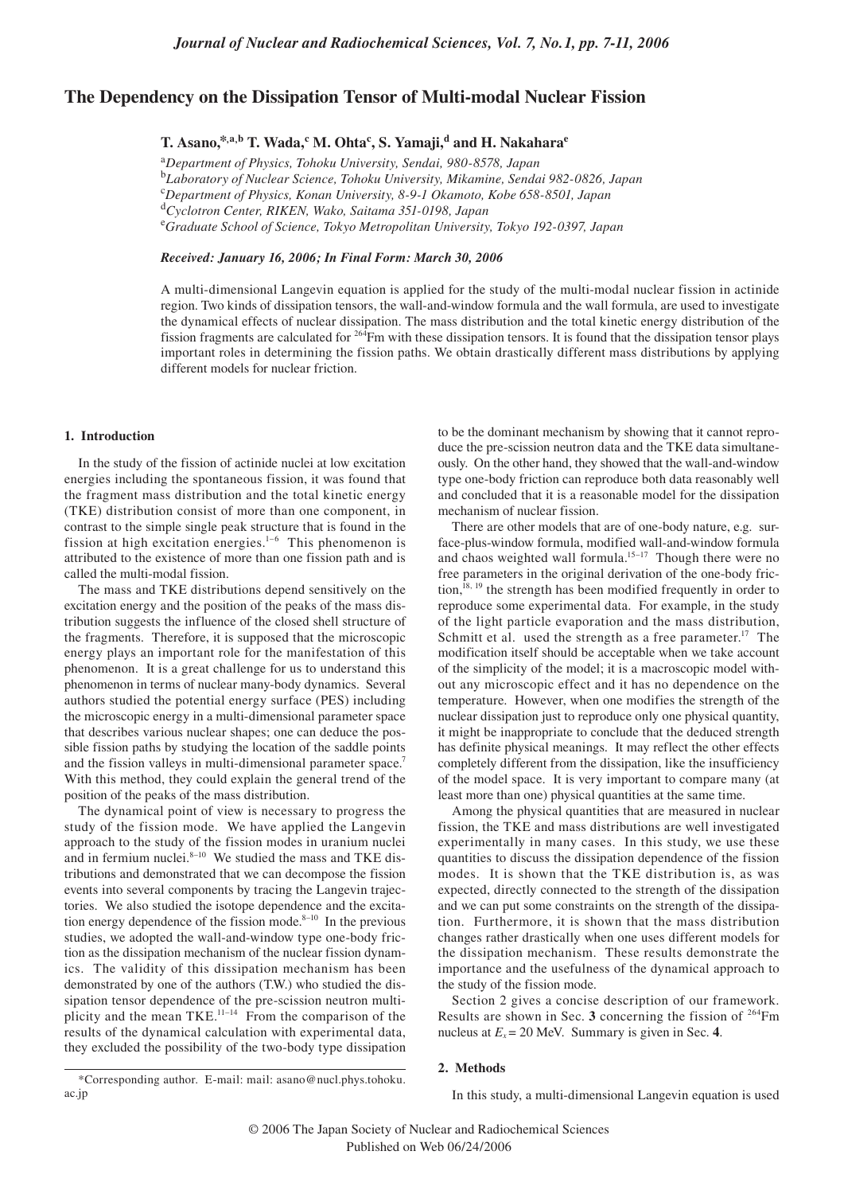# The Dependency on the Dissipation Tensor of Multi-modal Nuclear Fission

**T. Asano,\*[a,b] T. Wada,[c] M. Ohta[c], S. Yamaji,[d] and H. Nakahara[e]**

[a]*Department of Physics, Tohoku University, Sendai, 980-8578, Japan*
[b]*Laboratory of Nuclear Science, Tohoku University, Mikamine, Sendai 982-0826, Japan*
[c]*Department of Physics, Konan University, 8-9-1 Okamoto, Kobe 658-8501, Japan*
[d]*Cyclotron Center, RIKEN, Wako, Saitama 351-0198, Japan*
[e]*Graduate School of Science, Tokyo Metropolitan University, Tokyo 192-0397, Japan*

***Received: January 16, 2006; In Final Form: March 30, 2006***

A multi-dimensional Langevin equation is applied for the study of the multi-modal nuclear fission in actinide region. Two kinds of dissipation tensors, the wall-and-window formula and the wall formula, are used to investigate the dynamical effects of nuclear dissipation. The mass distribution and the total kinetic energy distribution of the fission fragments are calculated for $^{264}$Fm with these dissipation tensors. It is found that the dissipation tensor plays important roles in determining the fission paths. We obtain drastically different mass distributions by applying different models for nuclear friction.

## 1. Introduction

In the study of the fission of actinide nuclei at low excitation energies including the spontaneous fission, it was found that the fragment mass distribution and the total kinetic energy (TKE) distribution consist of more than one component, in contrast to the simple single peak structure that is found in the fission at high excitation energies.[1–6] This phenomenon is attributed to the existence of more than one fission path and is called the multi-modal fission.

The mass and TKE distributions depend sensitively on the excitation energy and the position of the peaks of the mass distribution suggests the influence of the closed shell structure of the fragments. Therefore, it is supposed that the microscopic energy plays an important role for the manifestation of this phenomenon. It is a great challenge for us to understand this phenomenon in terms of nuclear many-body dynamics. Several authors studied the potential energy surface (PES) including the microscopic energy in a multi-dimensional parameter space that describes various nuclear shapes; one can deduce the possible fission paths by studying the location of the saddle points and the fission valleys in multi-dimensional parameter space.[7] With this method, they could explain the general trend of the position of the peaks of the mass distribution.

The dynamical point of view is necessary to progress the study of the fission mode. We have applied the Langevin approach to the study of the fission modes in uranium nuclei and in fermium nuclei.[8–10] We studied the mass and TKE distributions and demonstrated that we can decompose the fission events into several components by tracing the Langevin trajectories. We also studied the isotope dependence and the excitation energy dependence of the fission mode.[8–10] In the previous studies, we adopted the wall-and-window type one-body friction as the dissipation mechanism of the nuclear fission dynamics. The validity of this dissipation mechanism has been demonstrated by one of the authors (T.W.) who studied the dissipation tensor dependence of the pre-scission neutron multiplicity and the mean TKE.[11–14] From the comparison of the results of the dynamical calculation with experimental data, they excluded the possibility of the two-body type dissipation to be the dominant mechanism by showing that it cannot reproduce the pre-scission neutron data and the TKE data simultaneously. On the other hand, they showed that the wall-and-window type one-body friction can reproduce both data reasonably well and concluded that it is a reasonable model for the dissipation mechanism of nuclear fission.

There are other models that are of one-body nature, e.g. surface-plus-window formula, modified wall-and-window formula and chaos weighted wall formula.[15–17] Though there were no free parameters in the original derivation of the one-body friction,[18, 19] the strength has been modified frequently in order to reproduce some experimental data. For example, in the study of the light particle evaporation and the mass distribution, Schmitt et al. used the strength as a free parameter.[17] The modification itself should be acceptable when we take account of the simplicity of the model; it is a macroscopic model without any microscopic effect and it has no dependence on the temperature. However, when one modifies the strength of the nuclear dissipation just to reproduce only one physical quantity, it might be inappropriate to conclude that the deduced strength has definite physical meanings. It may reflect the other effects completely different from the dissipation, like the insufficiency of the model space. It is very important to compare many (at least more than one) physical quantities at the same time.

Among the physical quantities that are measured in nuclear fission, the TKE and mass distributions are well investigated experimentally in many cases. In this study, we use these quantities to discuss the dissipation dependence of the fission modes. It is shown that the TKE distribution is, as was expected, directly connected to the strength of the dissipation and we can put some constraints on the strength of the dissipation. Furthermore, it is shown that the mass distribution changes rather drastically when one uses different models for the dissipation mechanism. These results demonstrate the importance and the usefulness of the dynamical approach to the study of the fission mode.

Section 2 gives a concise description of our framework. Results are shown in Sec. **3** concerning the fission of $^{264}$Fm nucleus at $E_x = 20$ MeV. Summary is given in Sec. **4**.

## 2. Methods

In this study, a multi-dimensional Langevin equation is used

\*Corresponding author. E-mail: mail: asano@nucl.phys.tohoku.ac.jp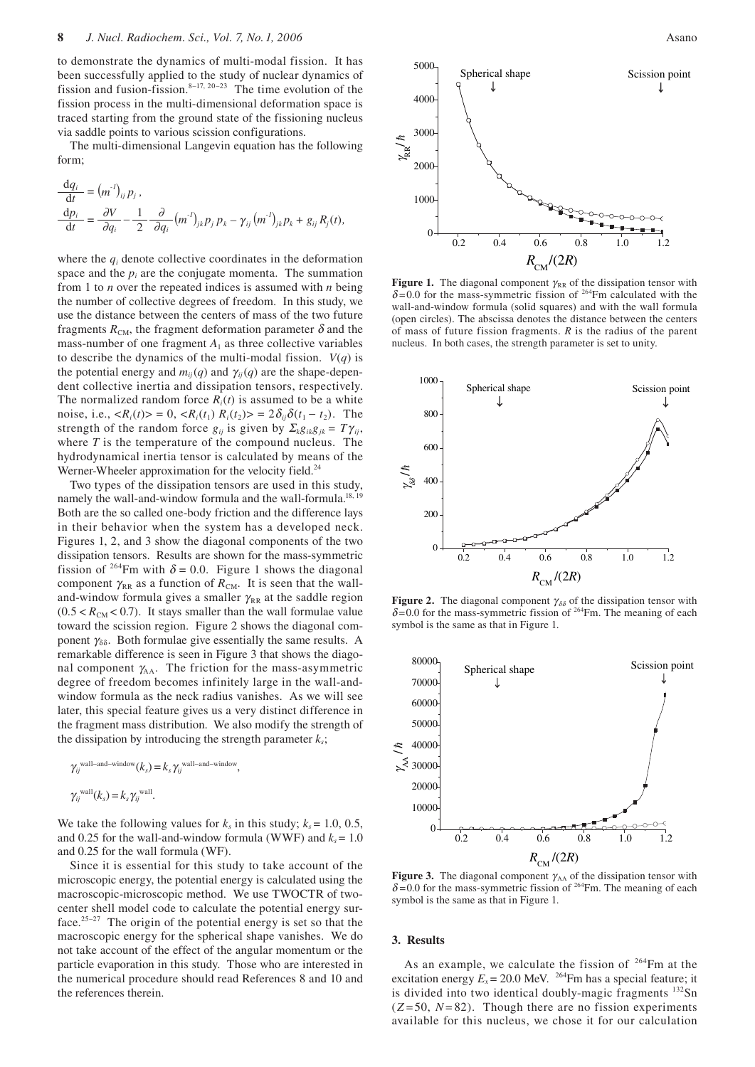to demonstrate the dynamics of multi-modal fission. It has been successfully applied to the study of nuclear dynamics of fission and fusion-fission.[8–17, 20–23] The time evolution of the fission process in the multi-dimensional deformation space is traced starting from the ground state of the fissioning nucleus via saddle points to various scission configurations.

The multi-dimensional Langevin equation has the following form;

$$\frac{\mathrm{d}q_i}{\mathrm{d}t} = \left(m^{-1}\right)_{ij} p_j ,$$

$$\frac{\mathrm{d}p_i}{\mathrm{d}t} = \frac{\partial V}{\partial q_i} - \frac{1}{2}\frac{\partial}{\partial q_i}\left(m^{-1}\right)_{jk} p_j\, p_k - \gamma_{ij}\left(m^{-1}\right)_{jk} p_k + g_{ij} R_j(t),$$

where the $q_i$ denote collective coordinates in the deformation space and the $p_i$ are the conjugate momenta. The summation from 1 to $n$ over the repeated indices is assumed with $n$ being the number of collective degrees of freedom. In this study, we use the distance between the centers of mass of the two future fragments $R_{\mathrm{CM}}$, the fragment deformation parameter $\delta$ and the mass-number of one fragment $A_1$ as three collective variables to describe the dynamics of the multi-modal fission. $V(q)$ is the potential energy and $m_{ij}(q)$ and $\gamma_{ij}(q)$ are the shape-dependent collective inertia and dissipation tensors, respectively. The normalized random force $R_i(t)$ is assumed to be a white noise, i.e., $<R_i(t)> = 0$, $<R_i(t_1)\, R_i(t_2)> = 2\delta_{ij}\delta(t_1 - t_2)$. The strength of the random force $g_{ij}$ is given by $\Sigma_k g_{ik} g_{jk} = T\gamma_{ij}$, where $T$ is the temperature of the compound nucleus. The hydrodynamical inertia tensor is calculated by means of the Werner-Wheeler approximation for the velocity field.[24]

Two types of the dissipation tensors are used in this study, namely the wall-and-window formula and the wall-formula.[18, 19] Both are the so called one-body friction and the difference lays in their behavior when the system has a developed neck. Figures 1, 2, and 3 show the diagonal components of the two dissipation tensors. Results are shown for the mass-symmetric fission of $^{264}$Fm with $\delta = 0.0$. Figure 1 shows the diagonal component $\gamma_{\mathrm{RR}}$ as a function of $R_{\mathrm{CM}}$. It is seen that the wall-and-window formula gives a smaller $\gamma_{\mathrm{RR}}$ at the saddle region $(0.5 < R_{\mathrm{CM}} < 0.7)$. It stays smaller than the wall formulae value toward the scission region. Figure 2 shows the diagonal component $\gamma_{\delta\delta}$. Both formulae give essentially the same results. A remarkable difference is seen in Figure 3 that shows the diagonal component $\gamma_{\mathrm{AA}}$. The friction for the mass-asymmetric degree of freedom becomes infinitely large in the wall-and-window formula as the neck radius vanishes. As we will see later, this special feature gives us a very distinct difference in the fragment mass distribution. We also modify the strength of the dissipation by introducing the strength parameter $k_s$;

$$\gamma_{ij}^{\mathrm{wall\text{-}and\text{-}window}}(k_s) = k_s \gamma_{ij}^{\mathrm{wall\text{-}and\text{-}window}},$$

$$\gamma_{ij}^{\mathrm{wall}}(k_s) = k_s \gamma_{ij}^{\mathrm{wall}}.$$

We take the following values for $k_s$ in this study; $k_s = 1.0$, 0.5, and 0.25 for the wall-and-window formula (WWF) and $k_s = 1.0$ and 0.25 for the wall formula (WF).

Since it is essential for this study to take account of the microscopic energy, the potential energy is calculated using the macroscopic-microscopic method. We use TWOCTR of two-center shell model code to calculate the potential energy surface.[25–27] The origin of the potential energy is set so that the macroscopic energy for the spherical shape vanishes. We do not take account of the effect of the angular momentum or the particle evaporation in this study. Those who are interested in the numerical procedure should read References 8 and 10 and the references therein.

**Figure 1.** The diagonal component $\gamma_{\mathrm{RR}}$ of the dissipation tensor with $\delta = 0.0$ for the mass-symmetric fission of $^{264}$Fm calculated with the wall-and-window formula (solid squares) and with the wall formula (open circles). The abscissa denotes the distance between the centers of mass of future fission fragments. $R$ is the radius of the parent nucleus. In both cases, the strength parameter is set to unity.

**Figure 2.** The diagonal component $\gamma_{\delta\delta}$ of the dissipation tensor with $\delta = 0.0$ for the mass-symmetric fission of $^{264}$Fm. The meaning of each symbol is the same as that in Figure 1.

**Figure 3.** The diagonal component $\gamma_{\mathrm{AA}}$ of the dissipation tensor with $\delta = 0.0$ for the mass-symmetric fission of $^{264}$Fm. The meaning of each symbol is the same as that in Figure 1.

## 3. Results

As an example, we calculate the fission of $^{264}$Fm at the excitation energy $E_x = 20.0$ MeV. $^{264}$Fm has a special feature; it is divided into two identical doubly-magic fragments $^{132}$Sn ($Z = 50$, $N = 82$). Though there are no fission experiments available for this nucleus, we chose it for our calculation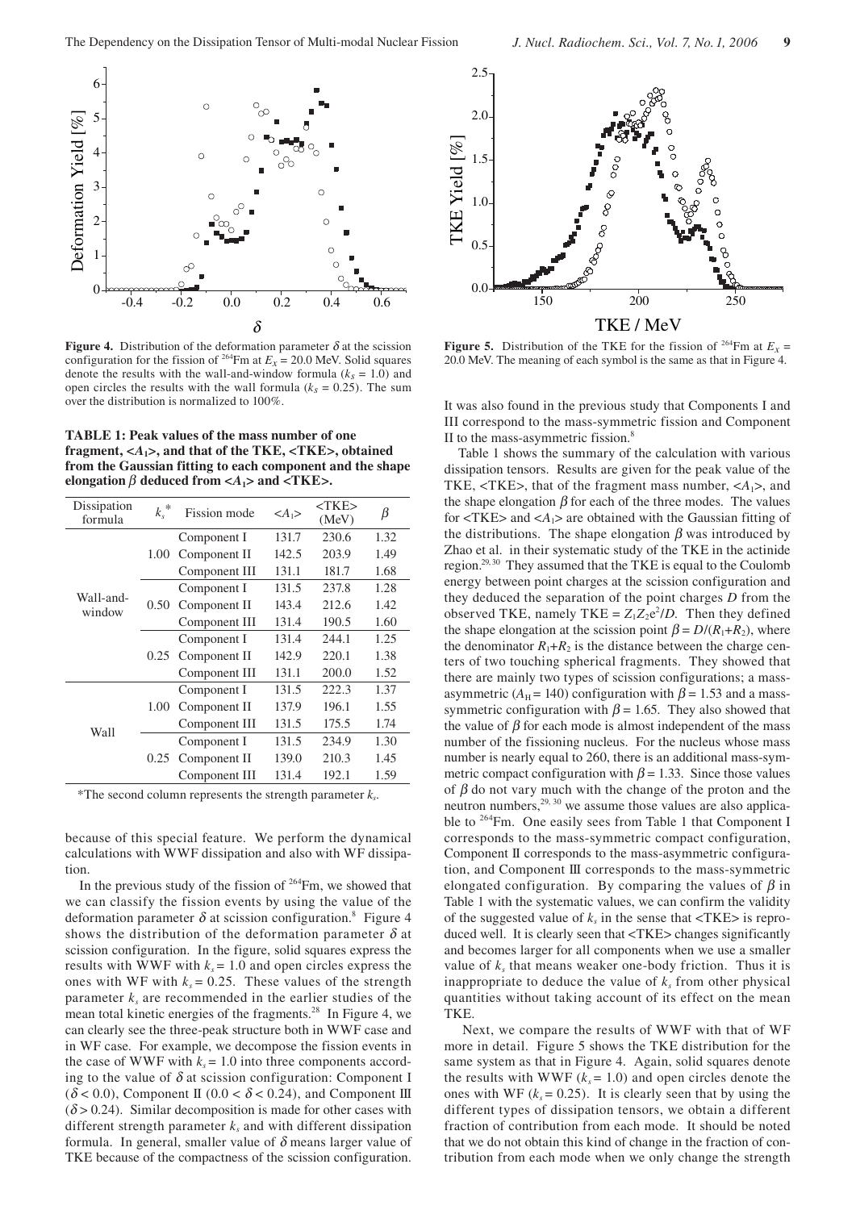**Figure 4.** Distribution of the deformation parameter $\delta$ at the scission configuration for the fission of $^{264}$Fm at $E_X$ = 20.0 MeV. Solid squares denote the results with the wall-and-window formula ($k_s$ = 1.0) and open circles the results with the wall formula ($k_s$ = 0.25). The sum over the distribution is normalized to 100%.

**TABLE 1: Peak values of the mass number of one fragment, $<A_1>$, and that of the TKE, <TKE>, obtained from the Gaussian fitting to each component and the shape elongation $\beta$ deduced from $<A_1>$ and <TKE>.**

| Dissipation formula | $k_s$* | Fission mode | $<A_1>$ | <TKE> (MeV) | $\beta$ |
|---|---|---|---|---|---|
| Wall-and-window | 1.00 | Component I | 131.7 | 230.6 | 1.32 |
| | | Component II | 142.5 | 203.9 | 1.49 |
| | | Component III | 131.1 | 181.7 | 1.68 |
| | 0.50 | Component I | 131.5 | 237.8 | 1.28 |
| | | Component II | 143.4 | 212.6 | 1.42 |
| | | Component III | 131.4 | 190.5 | 1.60 |
| | 0.25 | Component I | 131.4 | 244.1 | 1.25 |
| | | Component II | 142.9 | 220.1 | 1.38 |
| | | Component III | 131.1 | 200.0 | 1.52 |
| Wall | 1.00 | Component I | 131.5 | 222.3 | 1.37 |
| | | Component II | 137.9 | 196.1 | 1.55 |
| | | Component III | 131.5 | 175.5 | 1.74 |
| | 0.25 | Component I | 131.5 | 234.9 | 1.30 |
| | | Component II | 139.0 | 210.3 | 1.45 |
| | | Component III | 131.4 | 192.1 | 1.59 |

*The second column represents the strength parameter $k_s$.

because of this special feature. We perform the dynamical calculations with WWF dissipation and also with WF dissipation.

In the previous study of the fission of $^{264}$Fm, we showed that we can classify the fission events by using the value of the deformation parameter $\delta$ at scission configuration.[8] Figure 4 shows the distribution of the deformation parameter $\delta$ at scission configuration. In the figure, solid squares express the results with WWF with $k_s$ = 1.0 and open circles express the ones with WF with $k_s$ = 0.25. These values of the strength parameter $k_s$ are recommended in the earlier studies of the mean total kinetic energies of the fragments.[28] In Figure 4, we can clearly see the three-peak structure both in WWF case and in WF case. For example, we decompose the fission events in the case of WWF with $k_s$ = 1.0 into three components according to the value of $\delta$ at scission configuration: Component I ($\delta < 0.0$), Component II ($0.0 < \delta < 0.24$), and Component III ($\delta > 0.24$). Similar decomposition is made for other cases with different strength parameter $k_s$ and with different dissipation formula. In general, smaller value of $\delta$ means larger value of TKE because of the compactness of the scission configuration.

**Figure 5.** Distribution of the TKE for the fission of $^{264}$Fm at $E_X$ = 20.0 MeV. The meaning of each symbol is the same as that in Figure 4.

It was also found in the previous study that Components I and III correspond to the mass-symmetric fission and Component II to the mass-asymmetric fission.[8]

Table 1 shows the summary of the calculation with various dissipation tensors. Results are given for the peak value of the TKE, <TKE>, that of the fragment mass number, $<A_1>$, and the shape elongation $\beta$ for each of the three modes. The values for <TKE> and $<A_1>$ are obtained with the Gaussian fitting of the distributions. The shape elongation $\beta$ was introduced by Zhao et al. in their systematic study of the TKE in the actinide region.[29,30] They assumed that the TKE is equal to the Coulomb energy between point charges at the scission configuration and they deduced the separation of the point charges $D$ from the observed TKE, namely TKE = $Z_1Z_2e^2/D$. Then they defined the shape elongation at the scission point $\beta = D/(R_1+R_2)$, where the denominator $R_1+R_2$ is the distance between the charge centers of two touching spherical fragments. They showed that there are mainly two types of scission configurations; a mass-asymmetric ($A_H$ = 140) configuration with $\beta$ = 1.53 and a mass-symmetric configuration with $\beta$ = 1.65. They also showed that the value of $\beta$ for each mode is almost independent of the mass number of the fissioning nucleus. For the nucleus whose mass number is nearly equal to 260, there is an additional mass-symmetric compact configuration with $\beta$ = 1.33. Since those values of $\beta$ do not vary much with the change of the proton and the neutron numbers,[29,30] we assume those values are also applicable to $^{264}$Fm. One easily sees from Table 1 that Component I corresponds to the mass-symmetric compact configuration, Component II corresponds to the mass-asymmetric configuration, and Component III corresponds to the mass-symmetric elongated configuration. By comparing the values of $\beta$ in Table 1 with the systematic values, we can confirm the validity of the suggested value of $k_s$ in the sense that <TKE> is reproduced well. It is clearly seen that <TKE> changes significantly and becomes larger for all components when we use a smaller value of $k_s$ that means weaker one-body friction. Thus it is inappropriate to deduce the value of $k_s$ from other physical quantities without taking account of its effect on the mean TKE.

Next, we compare the results of WWF with that of WF more in detail. Figure 5 shows the TKE distribution for the same system as that in Figure 4. Again, solid squares denote the results with WWF ($k_s$ = 1.0) and open circles denote the ones with WF ($k_s$ = 0.25). It is clearly seen that by using the different types of dissipation tensors, we obtain a different fraction of contribution from each mode. It should be noted that we do not obtain this kind of change in the fraction of contribution from each mode when we only change the strength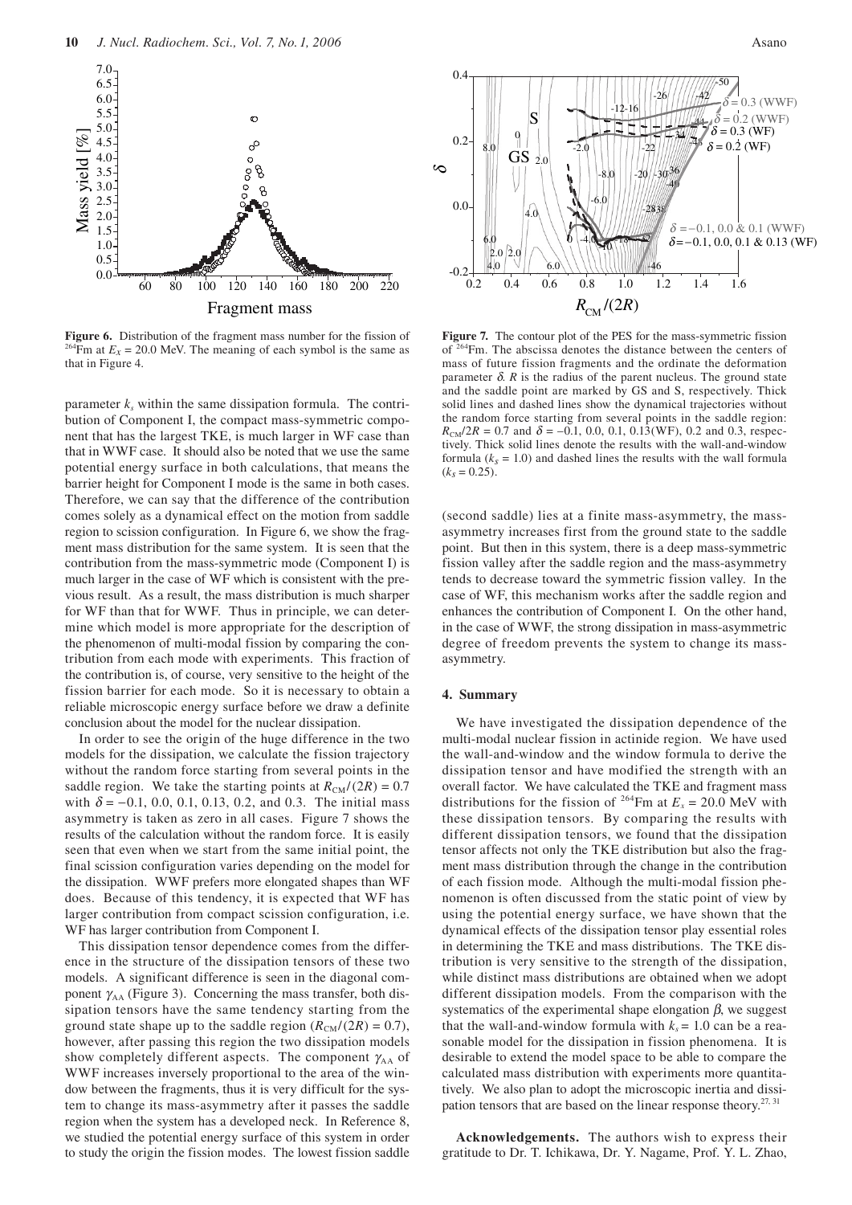**Figure 6.** Distribution of the fragment mass number for the fission of $^{264}$Fm at $E_X$ = 20.0 MeV. The meaning of each symbol is the same as that in Figure 4.

parameter $k_s$ within the same dissipation formula. The contribution of Component I, the compact mass-symmetric component that has the largest TKE, is much larger in WF case than that in WWF case. It should also be noted that we use the same potential energy surface in both calculations, that means the barrier height for Component I mode is the same in both cases. Therefore, we can say that the difference of the contribution comes solely as a dynamical effect on the motion from saddle region to scission configuration. In Figure 6, we show the fragment mass distribution for the same system. It is seen that the contribution from the mass-symmetric mode (Component I) is much larger in the case of WF which is consistent with the previous result. As a result, the mass distribution is much sharper for WF than that for WWF. Thus in principle, we can determine which model is more appropriate for the description of the phenomenon of multi-modal fission by comparing the contribution from each mode with experiments. This fraction of the contribution is, of course, very sensitive to the height of the fission barrier for each mode. So it is necessary to obtain a reliable microscopic energy surface before we draw a definite conclusion about the model for the nuclear dissipation.

In order to see the origin of the huge difference in the two models for the dissipation, we calculate the fission trajectory without the random force starting from several points in the saddle region. We take the starting points at $R_{CM}/(2R)$ = 0.7 with $\delta$ = −0.1, 0.0, 0.1, 0.13, 0.2, and 0.3. The initial mass asymmetry is taken as zero in all cases. Figure 7 shows the results of the calculation without the random force. It is easily seen that even when we start from the same initial point, the final scission configuration varies depending on the model for the dissipation. WWF prefers more elongated shapes than WF does. Because of this tendency, it is expected that WF has larger contribution from compact scission configuration, i.e. WF has larger contribution from Component I.

This dissipation tensor dependence comes from the difference in the structure of the dissipation tensors of these two models. A significant difference is seen in the diagonal component $\gamma_{AA}$ (Figure 3). Concerning the mass transfer, both dissipation tensors have the same tendency starting from the ground state shape up to the saddle region ($R_{CM}/(2R)$ = 0.7), however, after passing this region the two dissipation models show completely different aspects. The component $\gamma_{AA}$ of WWF increases inversely proportional to the area of the window between the fragments, thus it is very difficult for the system to change its mass-asymmetry after it passes the saddle region when the system has a developed neck. In Reference 8, we studied the potential energy surface of this system in order to study the origin the fission modes. The lowest fission saddle

**Figure 7.** The contour plot of the PES for the mass-symmetric fission of $^{264}$Fm. The abscissa denotes the distance between the centers of mass of future fission fragments and the ordinate the deformation parameter $\delta$. $R$ is the radius of the parent nucleus. The ground state and the saddle point are marked by GS and S, respectively. Thick solid lines and dashed lines show the dynamical trajectories without the random force starting from several points in the saddle region: $R_{CM}/2R$ = 0.7 and $\delta$ = −0.1, 0.0, 0.1, 0.13(WF), 0.2 and 0.3, respectively. Thick solid lines denote the results with the wall-and-window formula ($k_s$ = 1.0) and dashed lines the results with the wall formula ($k_s$ = 0.25).

(second saddle) lies at a finite mass-asymmetry, the mass-asymmetry increases first from the ground state to the saddle point. But then in this system, there is a deep mass-symmetric fission valley after the saddle region and the mass-asymmetry tends to decrease toward the symmetric fission valley. In the case of WF, this mechanism works after the saddle region and enhances the contribution of Component I. On the other hand, in the case of WWF, the strong dissipation in mass-asymmetric degree of freedom prevents the system to change its mass-asymmetry.

## 4. Summary

We have investigated the dissipation dependence of the multi-modal nuclear fission in actinide region. We have used the wall-and-window and the window formula to derive the dissipation tensor and have modified the strength with an overall factor. We have calculated the TKE and fragment mass distributions for the fission of $^{264}$Fm at $E_x$ = 20.0 MeV with these dissipation tensors. By comparing the results with different dissipation tensors, we found that the dissipation tensor affects not only the TKE distribution but also the fragment mass distribution through the change in the contribution of each fission mode. Although the multi-modal fission phenomenon is often discussed from the static point of view by using the potential energy surface, we have shown that the dynamical effects of the dissipation tensor play essential roles in determining the TKE and mass distributions. The TKE distribution is very sensitive to the strength of the dissipation, while distinct mass distributions are obtained when we adopt different dissipation models. From the comparison with the systematics of the experimental shape elongation $\beta$, we suggest that the wall-and-window formula with $k_s$ = 1.0 can be a reasonable model for the dissipation in fission phenomena. It is desirable to extend the model space to be able to compare the calculated mass distribution with experiments more quantitatively. We also plan to adopt the microscopic inertia and dissipation tensors that are based on the linear response theory.[27, 31]

**Acknowledgements.** The authors wish to express their gratitude to Dr. T. Ichikawa, Dr. Y. Nagame, Prof. Y. L. Zhao,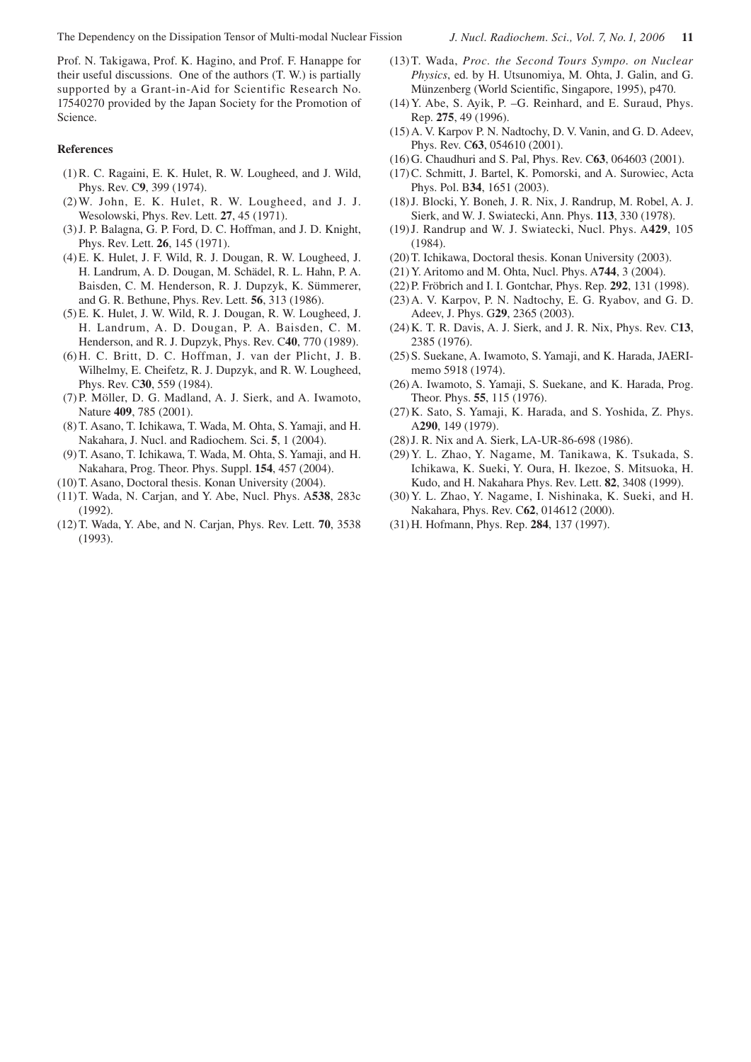Prof. N. Takigawa, Prof. K. Hagino, and Prof. F. Hanappe for their useful discussions. One of the authors (T. W.) is partially supported by a Grant-in-Aid for Scientific Research No. 17540270 provided by the Japan Society for the Promotion of Science.

## References

(1) R. C. Ragaini, E. K. Hulet, R. W. Lougheed, and J. Wild, Phys. Rev. C**9**, 399 (1974).

(2) W. John, E. K. Hulet, R. W. Lougheed, and J. J. Wesolowski, Phys. Rev. Lett. **27**, 45 (1971).

(3) J. P. Balagna, G. P. Ford, D. C. Hoffman, and J. D. Knight, Phys. Rev. Lett. **26**, 145 (1971).

(4) E. K. Hulet, J. F. Wild, R. J. Dougan, R. W. Lougheed, J. H. Landrum, A. D. Dougan, M. Schädel, R. L. Hahn, P. A. Baisden, C. M. Henderson, R. J. Dupzyk, K. Sümmerer, and G. R. Bethune, Phys. Rev. Lett. **56**, 313 (1986).

(5) E. K. Hulet, J. W. Wild, R. J. Dougan, R. W. Lougheed, J. H. Landrum, A. D. Dougan, P. A. Baisden, C. M. Henderson, and R. J. Dupzyk, Phys. Rev. C**40**, 770 (1989).

(6) H. C. Britt, D. C. Hoffman, J. van der Plicht, J. B. Wilhelmy, E. Cheifetz, R. J. Dupzyk, and R. W. Lougheed, Phys. Rev. C**30**, 559 (1984).

(7) P. Möller, D. G. Madland, A. J. Sierk, and A. Iwamoto, Nature **409**, 785 (2001).

(8) T. Asano, T. Ichikawa, T. Wada, M. Ohta, S. Yamaji, and H. Nakahara, J. Nucl. and Radiochem. Sci. **5**, 1 (2004).

(9) T. Asano, T. Ichikawa, T. Wada, M. Ohta, S. Yamaji, and H. Nakahara, Prog. Theor. Phys. Suppl. **154**, 457 (2004).

(10) T. Asano, Doctoral thesis. Konan University (2004).

(11) T. Wada, N. Carjan, and Y. Abe, Nucl. Phys. A**538**, 283c (1992).

(12) T. Wada, Y. Abe, and N. Carjan, Phys. Rev. Lett. **70**, 3538 (1993).

(13) T. Wada, *Proc. the Second Tours Sympo. on Nuclear Physics*, ed. by H. Utsunomiya, M. Ohta, J. Galin, and G. Münzenberg (World Scientific, Singapore, 1995), p470.

(14) Y. Abe, S. Ayik, P. –G. Reinhard, and E. Suraud, Phys. Rep. **275**, 49 (1996).

(15) A. V. Karpov P. N. Nadtochy, D. V. Vanin, and G. D. Adeev, Phys. Rev. C**63**, 054610 (2001).

(16) G. Chaudhuri and S. Pal, Phys. Rev. C**63**, 064603 (2001).

(17) C. Schmitt, J. Bartel, K. Pomorski, and A. Surowiec, Acta Phys. Pol. B**34**, 1651 (2003).

(18) J. Blocki, Y. Boneh, J. R. Nix, J. Randrup, M. Robel, A. J. Sierk, and W. J. Swiatecki, Ann. Phys. **113**, 330 (1978).

(19) J. Randrup and W. J. Swiatecki, Nucl. Phys. A**429**, 105 (1984).

(20) T. Ichikawa, Doctoral thesis. Konan University (2003).

(21) Y. Aritomo and M. Ohta, Nucl. Phys. A**744**, 3 (2004).

(22) P. Fröbrich and I. I. Gontchar, Phys. Rep. **292**, 131 (1998).

(23) A. V. Karpov, P. N. Nadtochy, E. G. Ryabov, and G. D. Adeev, J. Phys. G**29**, 2365 (2003).

(24) K. T. R. Davis, A. J. Sierk, and J. R. Nix, Phys. Rev. C**13**, 2385 (1976).

(25) S. Suekane, A. Iwamoto, S. Yamaji, and K. Harada, JAERI-memo 5918 (1974).

(26) A. Iwamoto, S. Yamaji, S. Suekane, and K. Harada, Prog. Theor. Phys. **55**, 115 (1976).

(27) K. Sato, S. Yamaji, K. Harada, and S. Yoshida, Z. Phys. A**290**, 149 (1979).

(28) J. R. Nix and A. Sierk, LA-UR-86-698 (1986).

(29) Y. L. Zhao, Y. Nagame, M. Tanikawa, K. Tsukada, S. Ichikawa, K. Sueki, Y. Oura, H. Ikezoe, S. Mitsuoka, H. Kudo, and H. Nakahara Phys. Rev. Lett. **82**, 3408 (1999).

(30) Y. L. Zhao, Y. Nagame, I. Nishinaka, K. Sueki, and H. Nakahara, Phys. Rev. C**62**, 014612 (2000).

(31) H. Hofmann, Phys. Rep. **284**, 137 (1997).